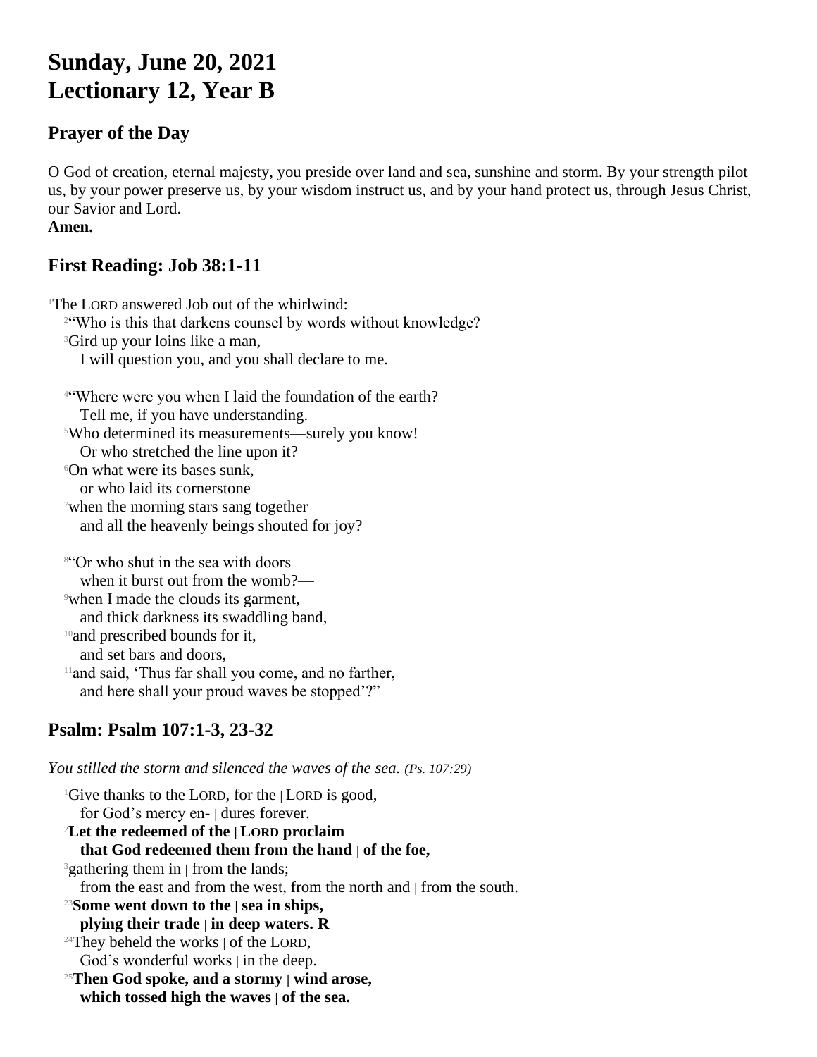# Sunday, June 20, 2021
# Lectionary 12, Year B

## Prayer of the Day

O God of creation, eternal majesty, you preside over land and sea, sunshine and storm. By your strength pilot us, by your power preserve us, by your wisdom instruct us, and by your hand protect us, through Jesus Christ, our Savior and Lord.
**Amen.**

## First Reading: Job 38:1-11

[1]The LORD answered Job out of the whirlwind:
[2]"Who is this that darkens counsel by words without knowledge?
[3]Gird up your loins like a man,
I will question you, and you shall declare to me.

[4]"Where were you when I laid the foundation of the earth?
Tell me, if you have understanding.
[5]Who determined its measurements—surely you know!
Or who stretched the line upon it?
[6]On what were its bases sunk,
or who laid its cornerstone
[7]when the morning stars sang together
and all the heavenly beings shouted for joy?

[8]"Or who shut in the sea with doors
when it burst out from the womb?—
[9]when I made the clouds its garment,
and thick darkness its swaddling band,
[10]and prescribed bounds for it,
and set bars and doors,
[11]and said, 'Thus far shall you come, and no farther,
and here shall your proud waves be stopped'?"

## Psalm: Psalm 107:1-3, 23-32

*You stilled the storm and silenced the waves of the sea. (Ps. 107:29)*

[1]Give thanks to the LORD, for the | LORD is good,
for God's mercy en- | dures forever.
[2]**Let the redeemed of the | LORD proclaim**
**that God redeemed them from the hand | of the foe,**
[3]gathering them in | from the lands;
from the east and from the west, from the north and | from the south.
[23]**Some went down to the | sea in ships,**
**plying their trade | in deep waters. R**
[24]They beheld the works | of the LORD,
God's wonderful works | in the deep.
[25]**Then God spoke, and a stormy | wind arose,**
**which tossed high the waves | of the sea.**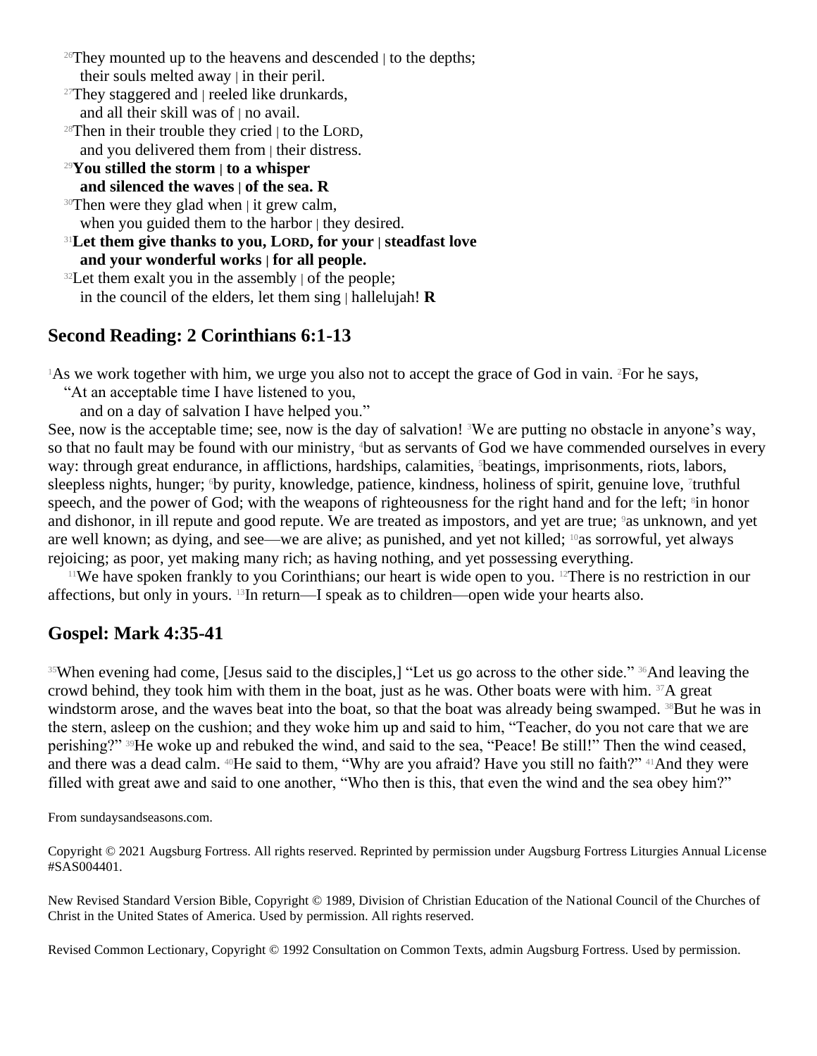[26]They mounted up to the heavens and descended | to the depths;
their souls melted away | in their peril.
[27]They staggered and | reeled like drunkards,
and all their skill was of | no avail.
[28]Then in their trouble they cried | to the LORD,
and you delivered them from | their distress.
**[29]You stilled the storm | to a whisper**
**and silenced the waves | of the sea. R**
[30]Then were they glad when | it grew calm,
when you guided them to the harbor | they desired.
**[31]Let them give thanks to you, LORD, for your | steadfast love**
**and your wonderful works | for all people.**
[32]Let them exalt you in the assembly | of the people;
in the council of the elders, let them sing | hallelujah! **R**

## Second Reading: 2 Corinthians 6:1-13

[1]As we work together with him, we urge you also not to accept the grace of God in vain. [2]For he says,
"At an acceptable time I have listened to you,
and on a day of salvation I have helped you."
See, now is the acceptable time; see, now is the day of salvation! [3]We are putting no obstacle in anyone's way, so that no fault may be found with our ministry, [4]but as servants of God we have commended ourselves in every way: through great endurance, in afflictions, hardships, calamities, [5]beatings, imprisonments, riots, labors, sleepless nights, hunger; [6]by purity, knowledge, patience, kindness, holiness of spirit, genuine love, [7]truthful speech, and the power of God; with the weapons of righteousness for the right hand and for the left; [8]in honor and dishonor, in ill repute and good repute. We are treated as impostors, and yet are true; [9]as unknown, and yet are well known; as dying, and see—we are alive; as punished, and yet not killed; [10]as sorrowful, yet always rejoicing; as poor, yet making many rich; as having nothing, and yet possessing everything.

[11]We have spoken frankly to you Corinthians; our heart is wide open to you. [12]There is no restriction in our affections, but only in yours. [13]In return—I speak as to children—open wide your hearts also.

## Gospel: Mark 4:35-41

[35]When evening had come, [Jesus said to the disciples,] "Let us go across to the other side." [36]And leaving the crowd behind, they took him with them in the boat, just as he was. Other boats were with him. [37]A great windstorm arose, and the waves beat into the boat, so that the boat was already being swamped. [38]But he was in the stern, asleep on the cushion; and they woke him up and said to him, "Teacher, do you not care that we are perishing?" [39]He woke up and rebuked the wind, and said to the sea, "Peace! Be still!" Then the wind ceased, and there was a dead calm. [40]He said to them, "Why are you afraid? Have you still no faith?" [41]And they were filled with great awe and said to one another, "Who then is this, that even the wind and the sea obey him?"

From sundaysandseasons.com.

Copyright © 2021 Augsburg Fortress. All rights reserved. Reprinted by permission under Augsburg Fortress Liturgies Annual License #SAS004401.

New Revised Standard Version Bible, Copyright © 1989, Division of Christian Education of the National Council of the Churches of Christ in the United States of America. Used by permission. All rights reserved.

Revised Common Lectionary, Copyright © 1992 Consultation on Common Texts, admin Augsburg Fortress. Used by permission.